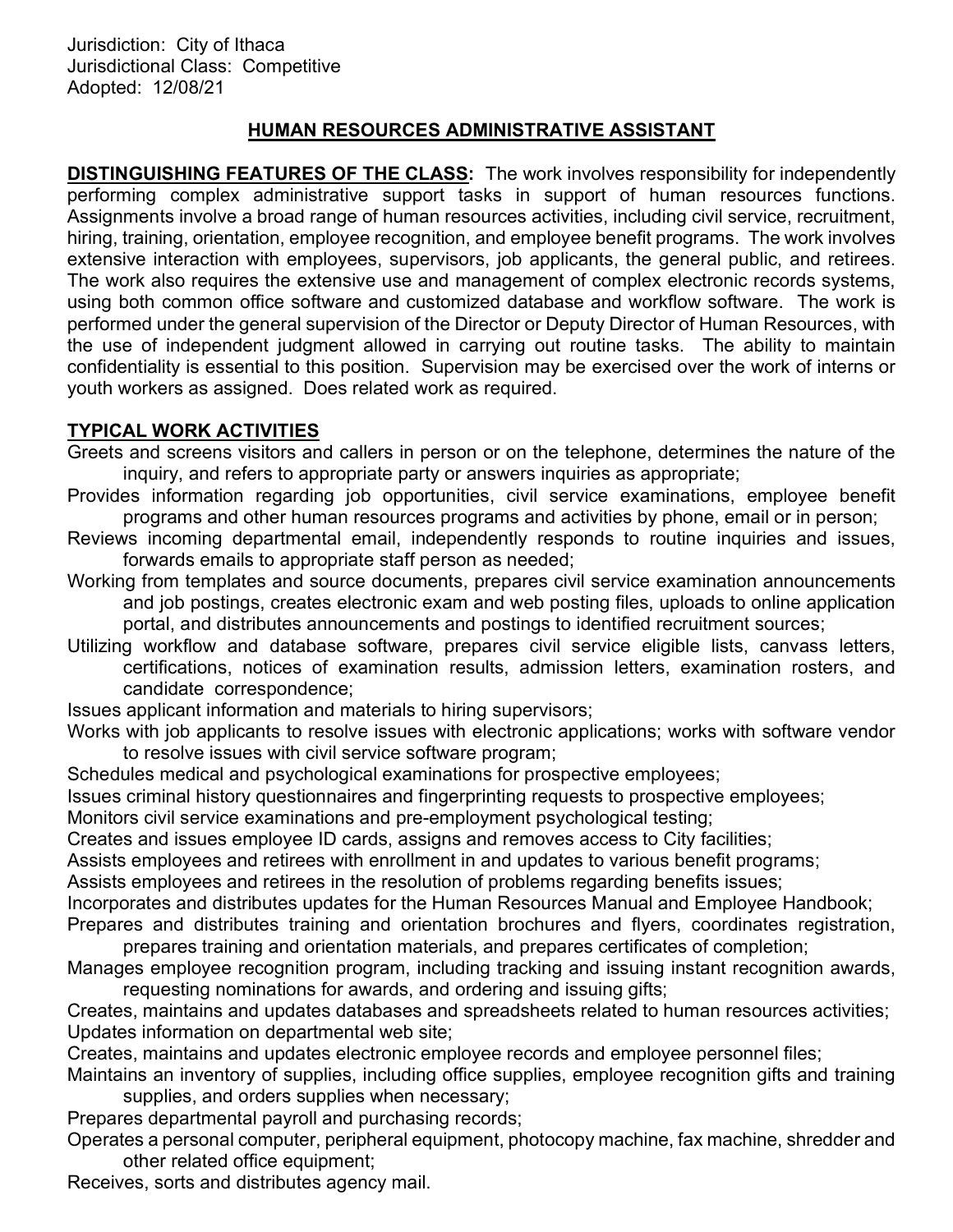Jurisdiction: City of Ithaca
Jurisdictional Class: Competitive
Adopted: 12/08/21

# HUMAN RESOURCES ADMINISTRATIVE ASSISTANT

**DISTINGUISHING FEATURES OF THE CLASS:** The work involves responsibility for independently performing complex administrative support tasks in support of human resources functions. Assignments involve a broad range of human resources activities, including civil service, recruitment, hiring, training, orientation, employee recognition, and employee benefit programs. The work involves extensive interaction with employees, supervisors, job applicants, the general public, and retirees. The work also requires the extensive use and management of complex electronic records systems, using both common office software and customized database and workflow software. The work is performed under the general supervision of the Director or Deputy Director of Human Resources, with the use of independent judgment allowed in carrying out routine tasks. The ability to maintain confidentiality is essential to this position. Supervision may be exercised over the work of interns or youth workers as assigned. Does related work as required.

**TYPICAL WORK ACTIVITIES**

Greets and screens visitors and callers in person or on the telephone, determines the nature of the inquiry, and refers to appropriate party or answers inquiries as appropriate;

Provides information regarding job opportunities, civil service examinations, employee benefit programs and other human resources programs and activities by phone, email or in person;

Reviews incoming departmental email, independently responds to routine inquiries and issues, forwards emails to appropriate staff person as needed;

Working from templates and source documents, prepares civil service examination announcements and job postings, creates electronic exam and web posting files, uploads to online application portal, and distributes announcements and postings to identified recruitment sources;

Utilizing workflow and database software, prepares civil service eligible lists, canvass letters, certifications, notices of examination results, admission letters, examination rosters, and candidate correspondence;

Issues applicant information and materials to hiring supervisors;

Works with job applicants to resolve issues with electronic applications; works with software vendor to resolve issues with civil service software program;

Schedules medical and psychological examinations for prospective employees;

Issues criminal history questionnaires and fingerprinting requests to prospective employees;

Monitors civil service examinations and pre-employment psychological testing;

Creates and issues employee ID cards, assigns and removes access to City facilities;

Assists employees and retirees with enrollment in and updates to various benefit programs;

Assists employees and retirees in the resolution of problems regarding benefits issues;

Incorporates and distributes updates for the Human Resources Manual and Employee Handbook;

Prepares and distributes training and orientation brochures and flyers, coordinates registration, prepares training and orientation materials, and prepares certificates of completion;

Manages employee recognition program, including tracking and issuing instant recognition awards, requesting nominations for awards, and ordering and issuing gifts;

Creates, maintains and updates databases and spreadsheets related to human resources activities;

Updates information on departmental web site;

Creates, maintains and updates electronic employee records and employee personnel files;

Maintains an inventory of supplies, including office supplies, employee recognition gifts and training supplies, and orders supplies when necessary;

Prepares departmental payroll and purchasing records;

Operates a personal computer, peripheral equipment, photocopy machine, fax machine, shredder and other related office equipment;

Receives, sorts and distributes agency mail.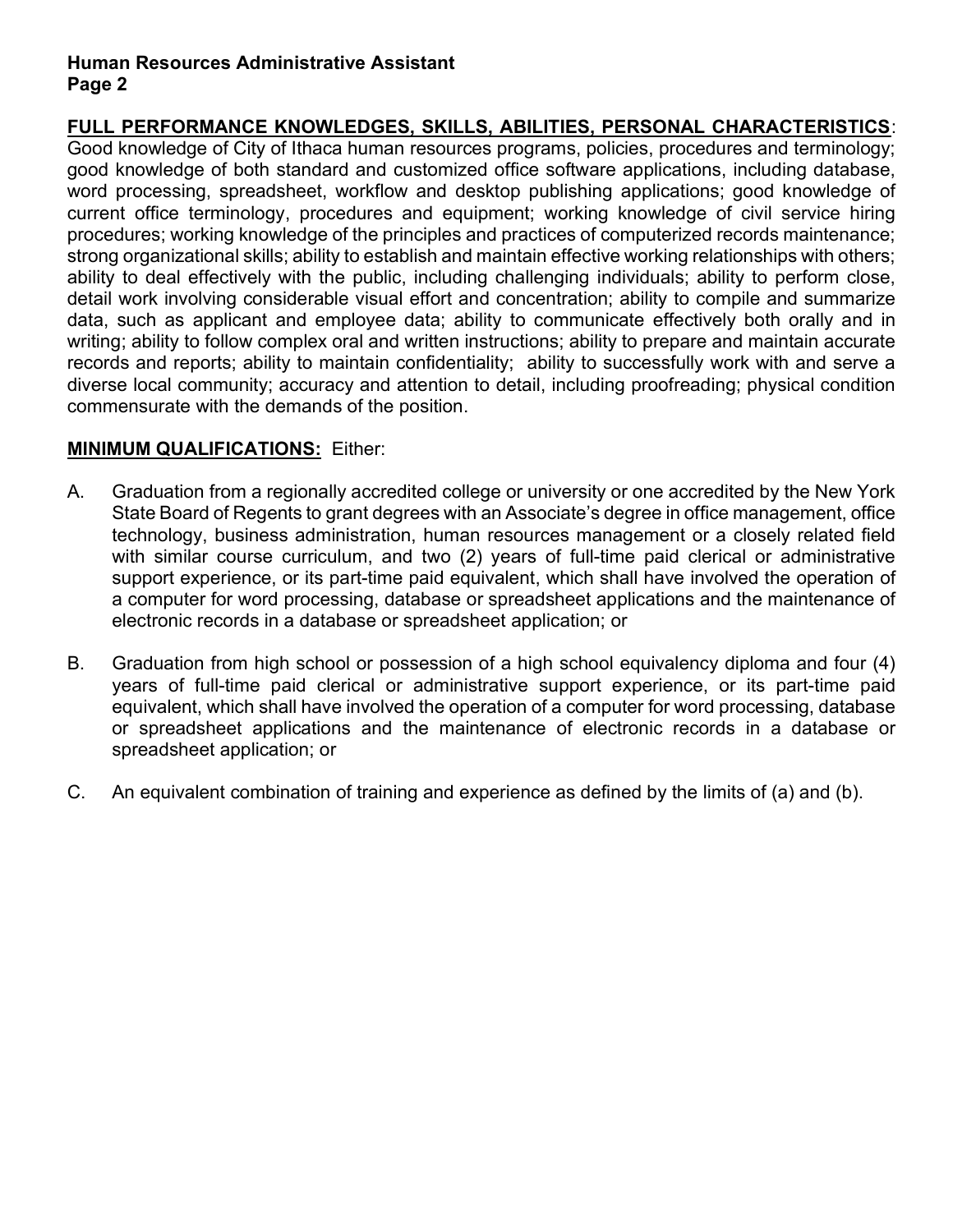**FULL PERFORMANCE KNOWLEDGES, SKILLS, ABILITIES, PERSONAL CHARACTERISTICS**: Good knowledge of City of Ithaca human resources programs, policies, procedures and terminology; good knowledge of both standard and customized office software applications, including database, word processing, spreadsheet, workflow and desktop publishing applications; good knowledge of current office terminology, procedures and equipment; working knowledge of civil service hiring procedures; working knowledge of the principles and practices of computerized records maintenance; strong organizational skills; ability to establish and maintain effective working relationships with others; ability to deal effectively with the public, including challenging individuals; ability to perform close, detail work involving considerable visual effort and concentration; ability to compile and summarize data, such as applicant and employee data; ability to communicate effectively both orally and in writing; ability to follow complex oral and written instructions; ability to prepare and maintain accurate records and reports; ability to maintain confidentiality; ability to successfully work with and serve a diverse local community; accuracy and attention to detail, including proofreading; physical condition commensurate with the demands of the position.

**MINIMUM QUALIFICATIONS:** Either:

A. Graduation from a regionally accredited college or university or one accredited by the New York State Board of Regents to grant degrees with an Associate's degree in office management, office technology, business administration, human resources management or a closely related field with similar course curriculum, and two (2) years of full-time paid clerical or administrative support experience, or its part-time paid equivalent, which shall have involved the operation of a computer for word processing, database or spreadsheet applications and the maintenance of electronic records in a database or spreadsheet application; or

B. Graduation from high school or possession of a high school equivalency diploma and four (4) years of full-time paid clerical or administrative support experience, or its part-time paid equivalent, which shall have involved the operation of a computer for word processing, database or spreadsheet applications and the maintenance of electronic records in a database or spreadsheet application; or

C. An equivalent combination of training and experience as defined by the limits of (a) and (b).